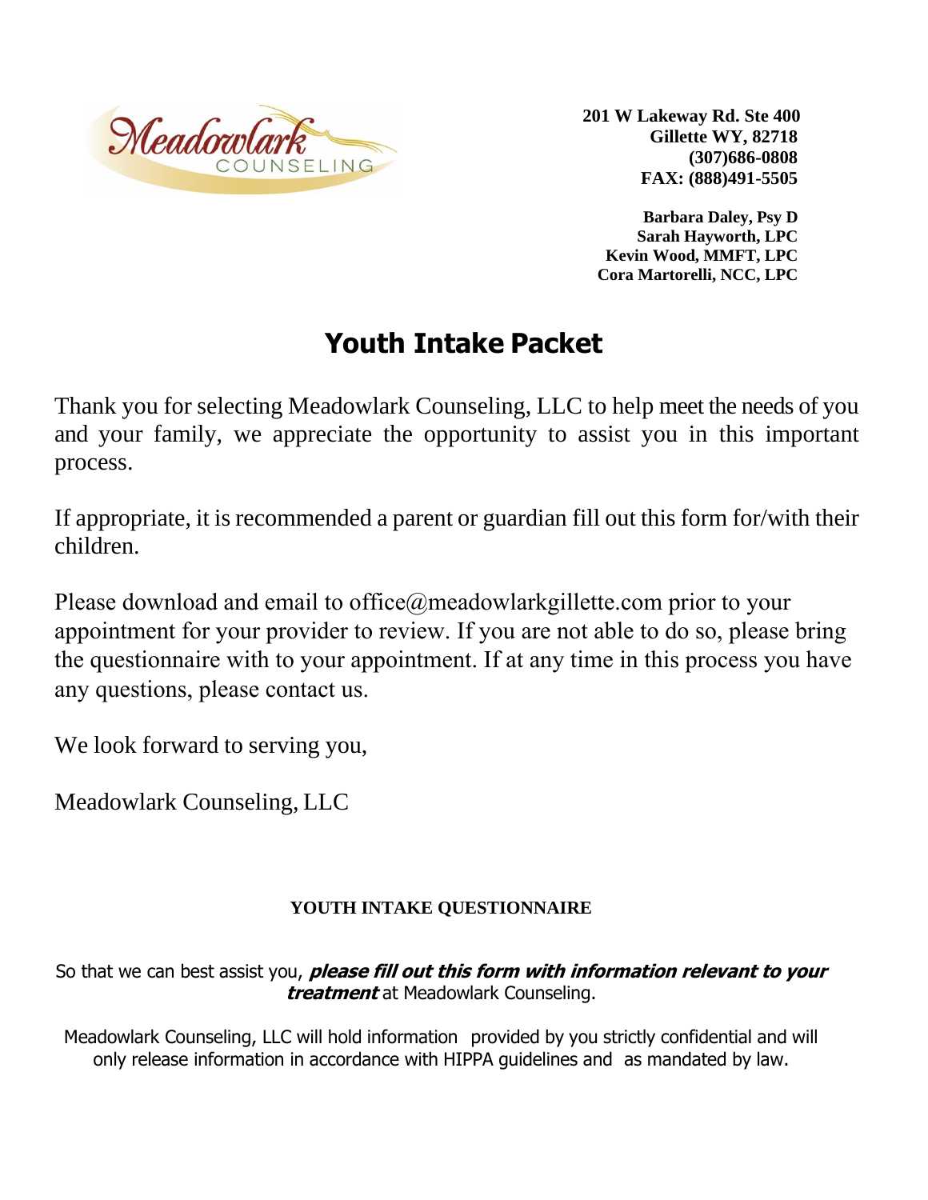Meadowlark COUNSELING

**201 W Lakeway Rd. Ste 400**
**Gillette WY, 82718**
**(307)686-0808**
**FAX: (888)491-5505**

**Barbara Daley, Psy D**
**Sarah Hayworth, LPC**
**Kevin Wood, MMFT, LPC**
**Cora Martorelli, NCC, LPC**

# Youth Intake Packet

Thank you for selecting Meadowlark Counseling, LLC to help meet the needs of you and your family, we appreciate the opportunity to assist you in this important process.

If appropriate, it is recommended a parent or guardian fill out this form for/with their children.

Please download and email to office@meadowlarkgillette.com prior to your appointment for your provider to review. If you are not able to do so, please bring the questionnaire with to your appointment. If at any time in this process you have any questions, please contact us.

We look forward to serving you,

Meadowlark Counseling, LLC

## YOUTH INTAKE QUESTIONNAIRE

So that we can best assist you, ***please fill out this form with information relevant to your treatment*** at Meadowlark Counseling.

Meadowlark Counseling, LLC will hold information provided by you strictly confidential and will only release information in accordance with HIPPA guidelines and as mandated by law.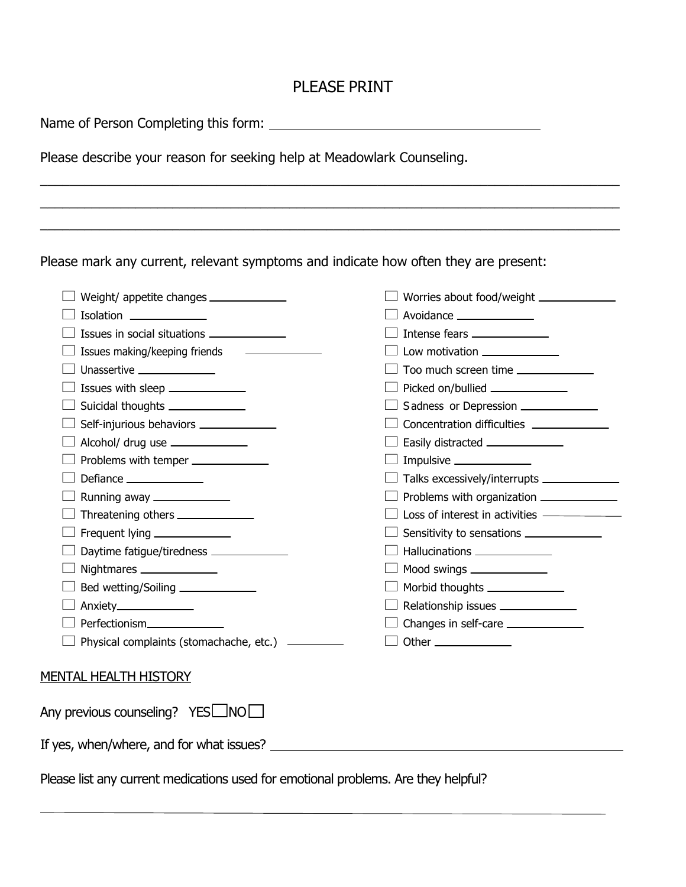PLEASE PRINT

Name of Person Completing this form: ______________________________

Please describe your reason for seeking help at Meadowlark Counseling.

______________________________________________________________________________

______________________________________________________________________________

______________________________________________________________________________

Please mark any current, relevant symptoms and indicate how often they are present:

- ☐ Weight/ appetite changes __________
- ☐ Isolation __________
- ☐ Issues in social situations __________
- ☐ Issues making/keeping friends __________
- ☐ Unassertive __________
- ☐ Issues with sleep __________
- ☐ Suicidal thoughts __________
- ☐ Self-injurious behaviors __________
- ☐ Alcohol/ drug use __________
- ☐ Problems with temper __________
- ☐ Defiance __________
- ☐ Running away __________
- ☐ Threatening others __________
- ☐ Frequent lying __________
- ☐ Daytime fatigue/tiredness __________
- ☐ Nightmares __________
- ☐ Bed wetting/Soiling __________
- ☐ Anxiety__________
- ☐ Perfectionism__________
- ☐ Physical complaints (stomachache, etc.) __________
- ☐ Worries about food/weight __________
- ☐ Avoidance __________
- ☐ Intense fears __________
- ☐ Low motivation __________
- ☐ Too much screen time __________
- ☐ Picked on/bullied __________
- ☐ Sadness or Depression __________
- ☐ Concentration difficulties __________
- ☐ Easily distracted __________
- ☐ Impulsive __________
- ☐ Talks excessively/interrupts __________
- ☐ Problems with organization __________
- ☐ Loss of interest in activities __________
- ☐ Sensitivity to sensations __________
- ☐ Hallucinations __________
- ☐ Mood swings __________
- ☐ Morbid thoughts __________
- ☐ Relationship issues __________
- ☐ Changes in self-care __________
- ☐ Other __________

## MENTAL HEALTH HISTORY

Any previous counseling? YES ☐ NO ☐

If yes, when/where, and for what issues? ______________________________

Please list any current medications used for emotional problems. Are they helpful?

______________________________________________________________________________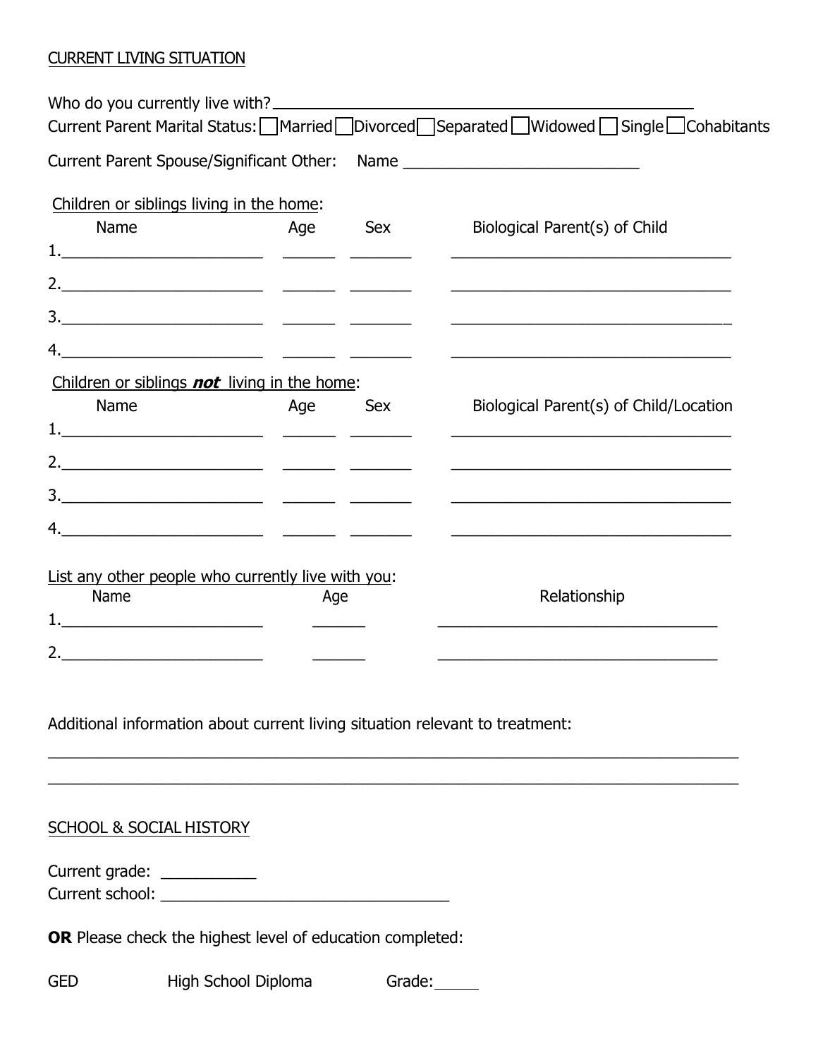## CURRENT LIVING SITUATION

Who do you currently live with? ______________________________________________

Current Parent Marital Status: ☐ Married ☐ Divorced ☐ Separated ☐ Widowed ☐ Single ☐ Cohabitants

Current Parent Spouse/Significant Other: Name ___________________________

Children or siblings living in the home:

| Name | Age | Sex | Biological Parent(s) of Child |
|---|---|---|---|
| 1.________________________ | ______ | _______ | _________________________________ |
| 2.________________________ | ______ | _______ | _________________________________ |
| 3.________________________ | ______ | _______ | _________________________________ |
| 4.________________________ | ______ | _______ | _________________________________ |

Children or siblings ***not*** living in the home:

| Name | Age | Sex | Biological Parent(s) of Child/Location |
|---|---|---|---|
| 1.________________________ | ______ | _______ | _________________________________ |
| 2.________________________ | ______ | _______ | _________________________________ |
| 3.________________________ | ______ | _______ | _________________________________ |
| 4.________________________ | ______ | _______ | _________________________________ |

List any other people who currently live with you:

| Name | Age | Relationship |
|---|---|---|
| 1.________________________ | ______ | _________________________________ |
| 2.________________________ | ______ | _________________________________ |

Additional information about current living situation relevant to treatment:

_______________________________________________________________________________

_______________________________________________________________________________

## SCHOOL & SOCIAL HISTORY

Current grade: ___________

Current school: _________________________________

**OR** Please check the highest level of education completed:

GED High School Diploma Grade: _____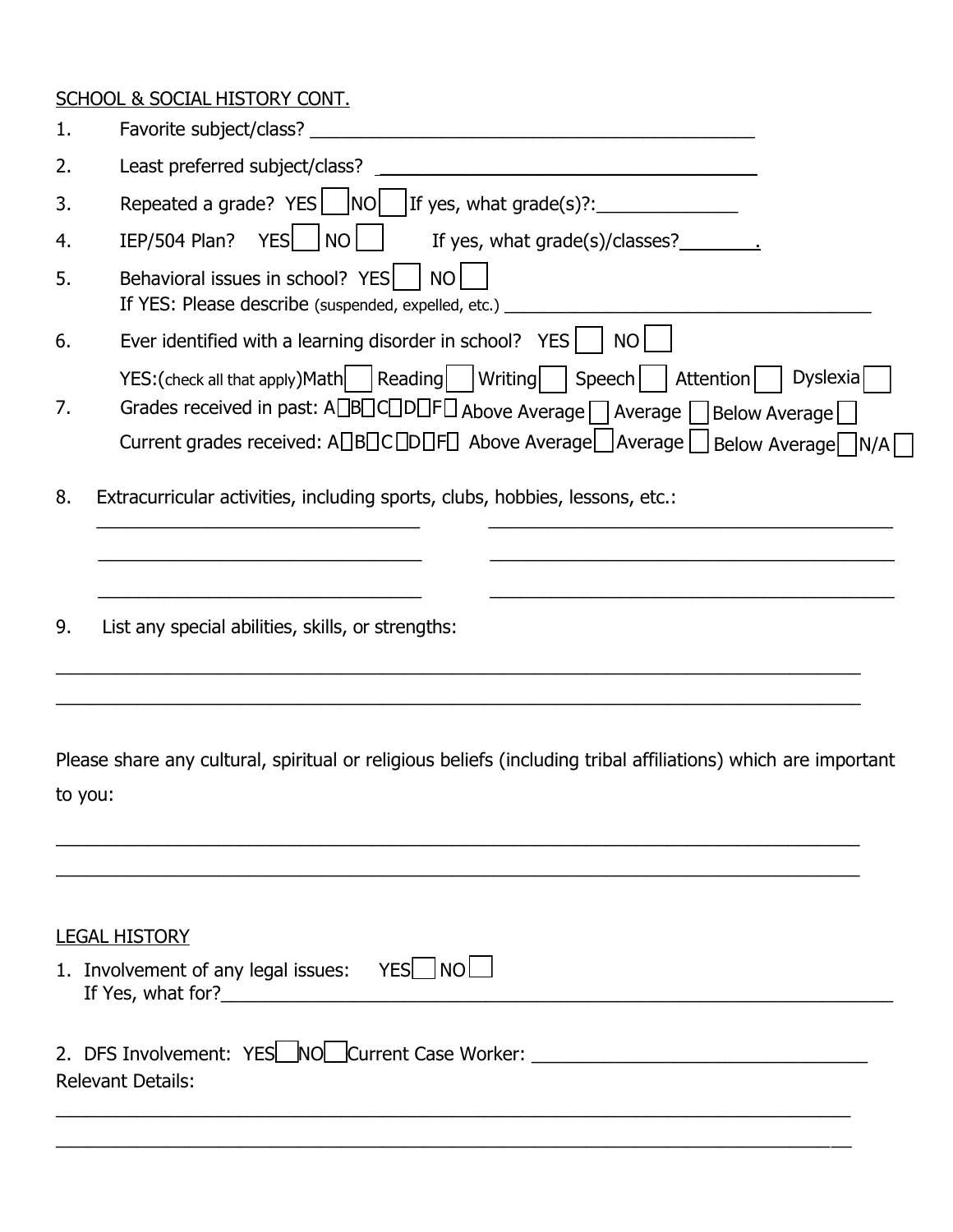SCHOOL & SOCIAL HISTORY CONT.

1. Favorite subject/class? ___________________________________________

2. Least preferred subject/class? ___________________________________

3. Repeated a grade? YES ☐ NO ☐ If yes, what grade(s)?:______________

4. IEP/504 Plan? YES ☐ NO ☐ If yes, what grade(s)/classes?________.

5. Behavioral issues in school? YES ☐ NO ☐
   If YES: Please describe (suspended, expelled, etc.) ______________________________________

6. Ever identified with a learning disorder in school? YES ☐ NO ☐
   YES:(check all that apply)Math ☐ Reading ☐ Writing ☐ Speech ☐ Attention ☐ Dyslexia ☐

7. Grades received in past: A☐B☐C☐D☐F☐ Above Average ☐ Average ☐ Below Average ☐
   Current grades received: A☐B☐C☐D☐F☐ Above Average ☐ Average ☐ Below Average ☐ N/A ☐

8. Extracurricular activities, including sports, clubs, hobbies, lessons, etc.:
   ________________________________ ________________________________________
   ________________________________ ________________________________________
   ________________________________ ________________________________________

9. List any special abilities, skills, or strengths:

________________________________________________________________________________
________________________________________________________________________________

Please share any cultural, spiritual or religious beliefs (including tribal affiliations) which are important to you:

________________________________________________________________________________
________________________________________________________________________________

LEGAL HISTORY

1. Involvement of any legal issues: YES ☐ NO ☐
   If Yes, what for?____________________________________________________________________

2. DFS Involvement: YES ☐ NO ☐ Current Case Worker: _________________________________
   Relevant Details:

________________________________________________________________________________
________________________________________________________________________________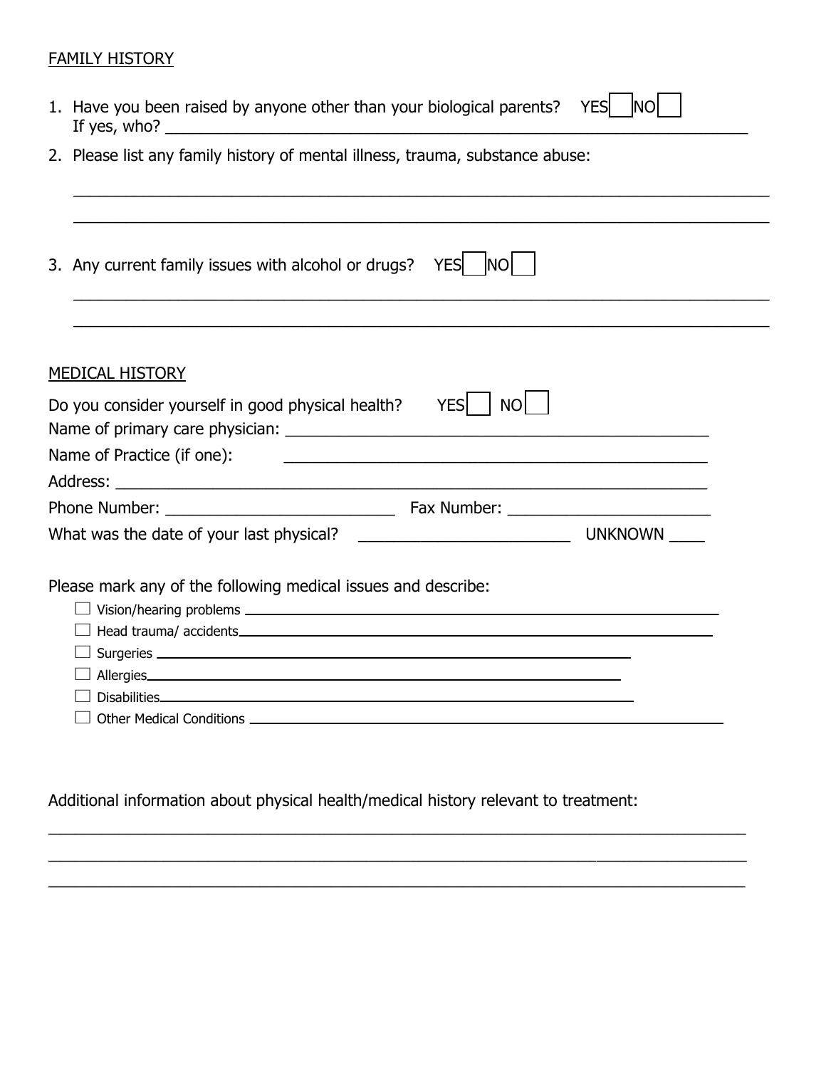FAMILY HISTORY

1. Have you been raised by anyone other than your biological parents? YES ☐ NO ☐
   If yes, who? ______________________________________________________________________

2. Please list any family history of mental illness, trauma, substance abuse:

   ______________________________________________________________________

   ______________________________________________________________________

3. Any current family issues with alcohol or drugs? YES ☐ NO ☐

   ______________________________________________________________________

   ______________________________________________________________________

MEDICAL HISTORY

Do you consider yourself in good physical health? YES ☐ NO ☐

Name of primary care physician: ____________________________________________

Name of Practice (if one): ____________________________________________

Address: ______________________________________________________________

Phone Number: ________________________ Fax Number: ______________________

What was the date of your last physical? ______________________ UNKNOWN ____

Please mark any of the following medical issues and describe:

- ☐ Vision/hearing problems ____________________________________________
- ☐ Head trauma/ accidents____________________________________________
- ☐ Surgeries ____________________________________________
- ☐ Allergies____________________________________________
- ☐ Disabilities____________________________________________
- ☐ Other Medical Conditions ____________________________________________

Additional information about physical health/medical history relevant to treatment:

______________________________________________________________________

______________________________________________________________________

______________________________________________________________________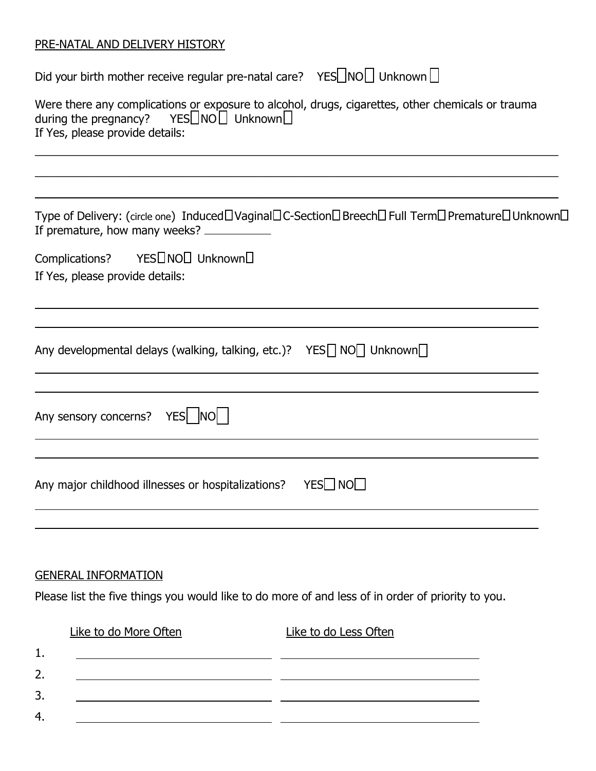PRE-NATAL AND DELIVERY HISTORY

Did your birth mother receive regular pre-natal care? YES☐ NO☐ Unknown ☐

Were there any complications or exposure to alcohol, drugs, cigarettes, other chemicals or trauma during the pregnancy? YES☐ NO☐ Unknown☐
If Yes, please provide details:

______________________________________________________________________________

______________________________________________________________________________

______________________________________________________________________________

Type of Delivery: (circle one) Induced☐ Vaginal☐ C-Section☐ Breech☐ Full Term☐ Premature☐ Unknown☐
If premature, how many weeks? __________

Complications? YES☐ NO☐ Unknown☐
If Yes, please provide details:

______________________________________________________________________________

______________________________________________________________________________

Any developmental delays (walking, talking, etc.)? YES☐ NO☐ Unknown☐

______________________________________________________________________________

______________________________________________________________________________

Any sensory concerns? YES☐ NO☐

______________________________________________________________________________

______________________________________________________________________________

Any major childhood illnesses or hospitalizations? YES☐ NO☐

______________________________________________________________________________

______________________________________________________________________________

GENERAL INFORMATION

Please list the five things you would like to do more of and less of in order of priority to you.

| | Like to do More Often | Like to do Less Often |
|---|---|---|
| 1. | | |
| 2. | | |
| 3. | | |
| 4. | | |